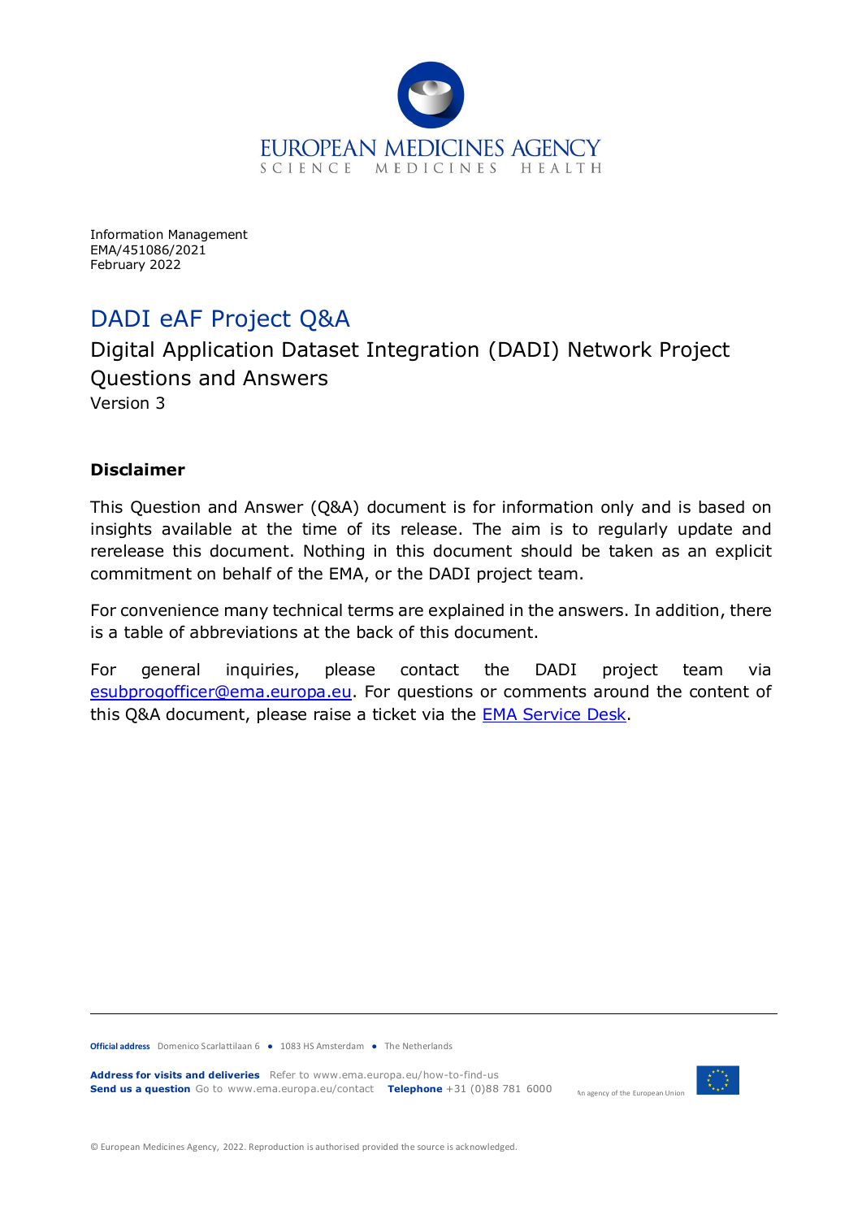EUROPEAN MEDICINES AGENCY
SCIENCE MEDICINES HEALTH

Information Management
EMA/451086/2021
February 2022

# DADI eAF Project Q&A

## Digital Application Dataset Integration (DADI) Network Project Questions and Answers

Version 3

### Disclaimer

This Question and Answer (Q&A) document is for information only and is based on insights available at the time of its release. The aim is to regularly update and rerelease this document. Nothing in this document should be taken as an explicit commitment on behalf of the EMA, or the DADI project team.

For convenience many technical terms are explained in the answers. In addition, there is a table of abbreviations at the back of this document.

For general inquiries, please contact the DADI project team via esubprogofficer@ema.europa.eu. For questions or comments around the content of this Q&A document, please raise a ticket via the EMA Service Desk.

**Official address** Domenico Scarlattilaan 6 ● 1083 HS Amsterdam ● The Netherlands

**Address for visits and deliveries** Refer to www.ema.europa.eu/how-to-find-us
**Send us a question** Go to www.ema.europa.eu/contact **Telephone** +31 (0)88 781 6000

An agency of the European Union

© European Medicines Agency, 2022. Reproduction is authorised provided the source is acknowledged.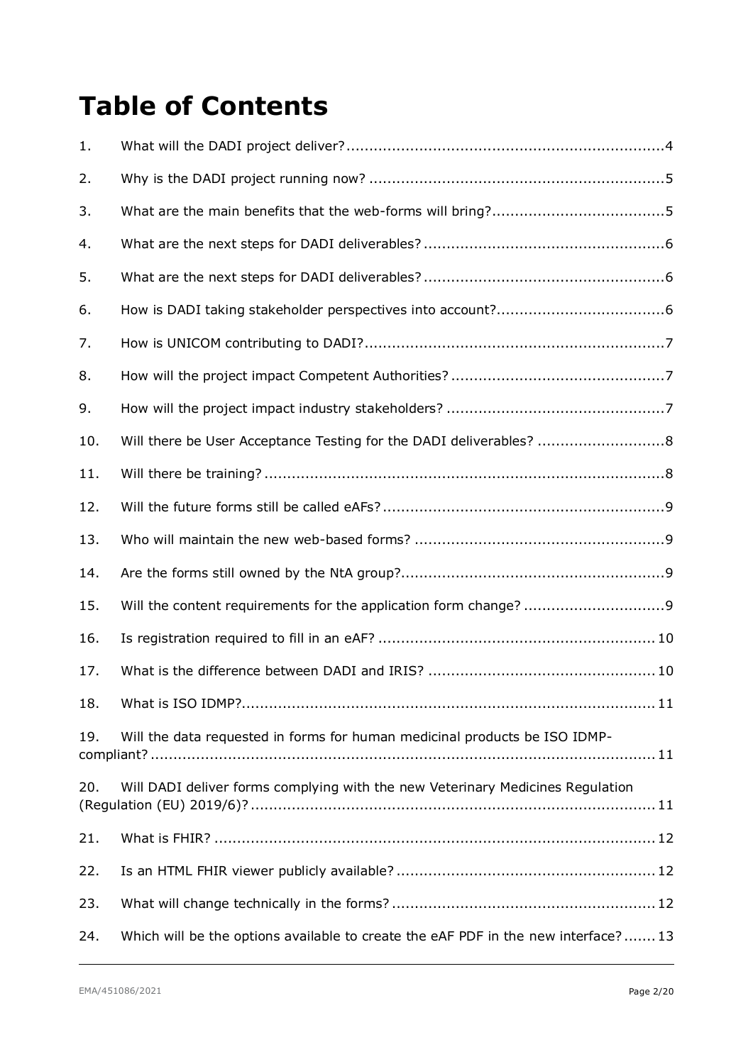# Table of Contents

1. What will the DADI project deliver? ..... 4
2. Why is the DADI project running now? ..... 5
3. What are the main benefits that the web-forms will bring? ..... 5
4. What are the next steps for DADI deliverables? ..... 6
5. What are the next steps for DADI deliverables? ..... 6
6. How is DADI taking stakeholder perspectives into account? ..... 6
7. How is UNICOM contributing to DADI? ..... 7
8. How will the project impact Competent Authorities? ..... 7
9. How will the project impact industry stakeholders? ..... 7
10. Will there be User Acceptance Testing for the DADI deliverables? ..... 8
11. Will there be training? ..... 8
12. Will the future forms still be called eAFs? ..... 9
13. Who will maintain the new web-based forms? ..... 9
14. Are the forms still owned by the NtA group? ..... 9
15. Will the content requirements for the application form change? ..... 9
16. Is registration required to fill in an eAF? ..... 10
17. What is the difference between DADI and IRIS? ..... 10
18. What is ISO IDMP? ..... 11
19. Will the data requested in forms for human medicinal products be ISO IDMP-compliant? ..... 11
20. Will DADI deliver forms complying with the new Veterinary Medicines Regulation (Regulation (EU) 2019/6)? ..... 11
21. What is FHIR? ..... 12
22. Is an HTML FHIR viewer publicly available? ..... 12
23. What will change technically in the forms? ..... 12
24. Which will be the options available to create the eAF PDF in the new interface? ..... 13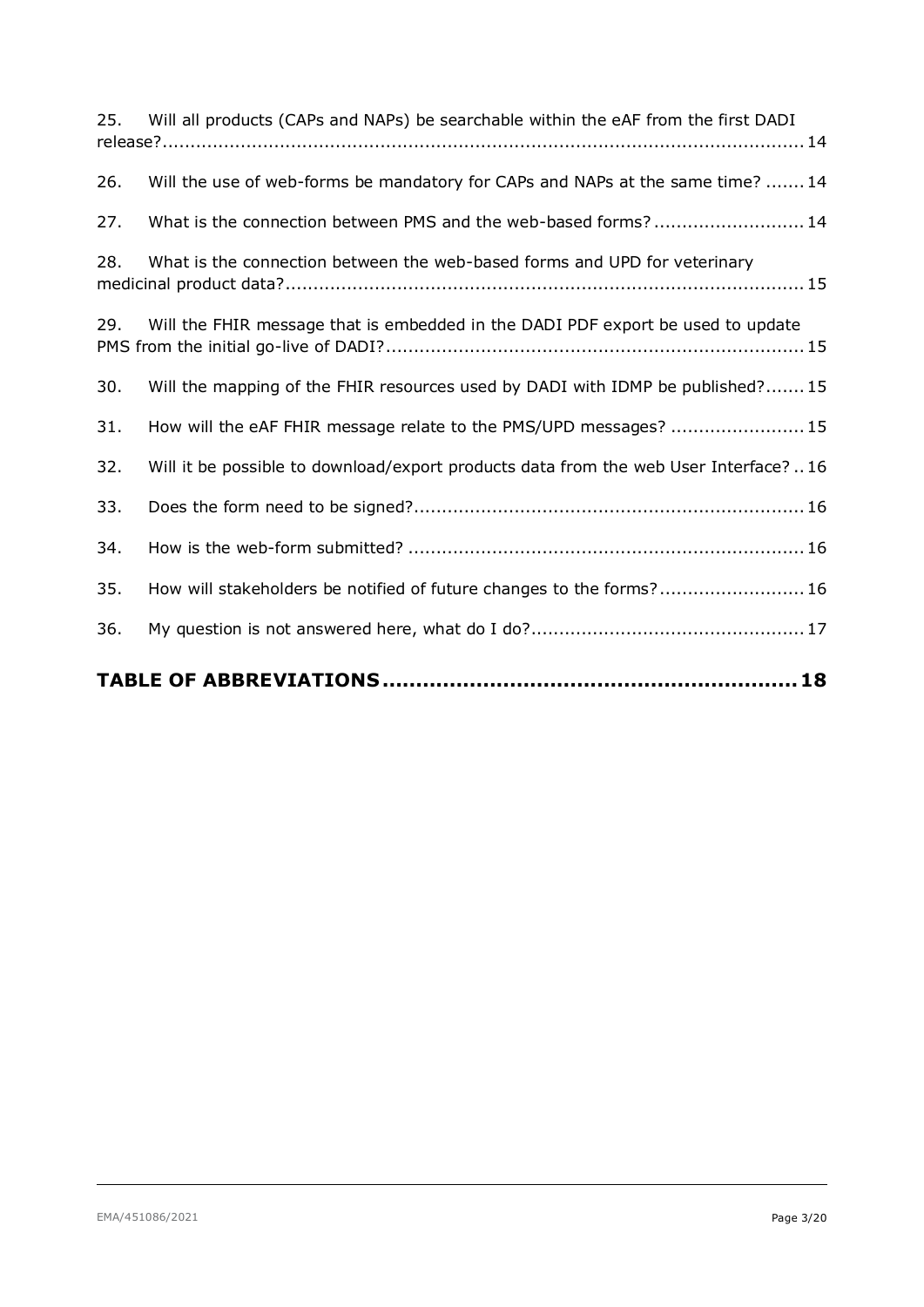25. Will all products (CAPs and NAPs) be searchable within the eAF from the first DADI release? ..... 14

26. Will the use of web-forms be mandatory for CAPs and NAPs at the same time? ..... 14

27. What is the connection between PMS and the web-based forms? ..... 14

28. What is the connection between the web-based forms and UPD for veterinary medicinal product data? ..... 15

29. Will the FHIR message that is embedded in the DADI PDF export be used to update PMS from the initial go-live of DADI? ..... 15

30. Will the mapping of the FHIR resources used by DADI with IDMP be published? ..... 15

31. How will the eAF FHIR message relate to the PMS/UPD messages? ..... 15

32. Will it be possible to download/export products data from the web User Interface? .. 16

33. Does the form need to be signed? ..... 16

34. How is the web-form submitted? ..... 16

35. How will stakeholders be notified of future changes to the forms? ..... 16

36. My question is not answered here, what do I do? ..... 17

**TABLE OF ABBREVIATIONS ..... 18**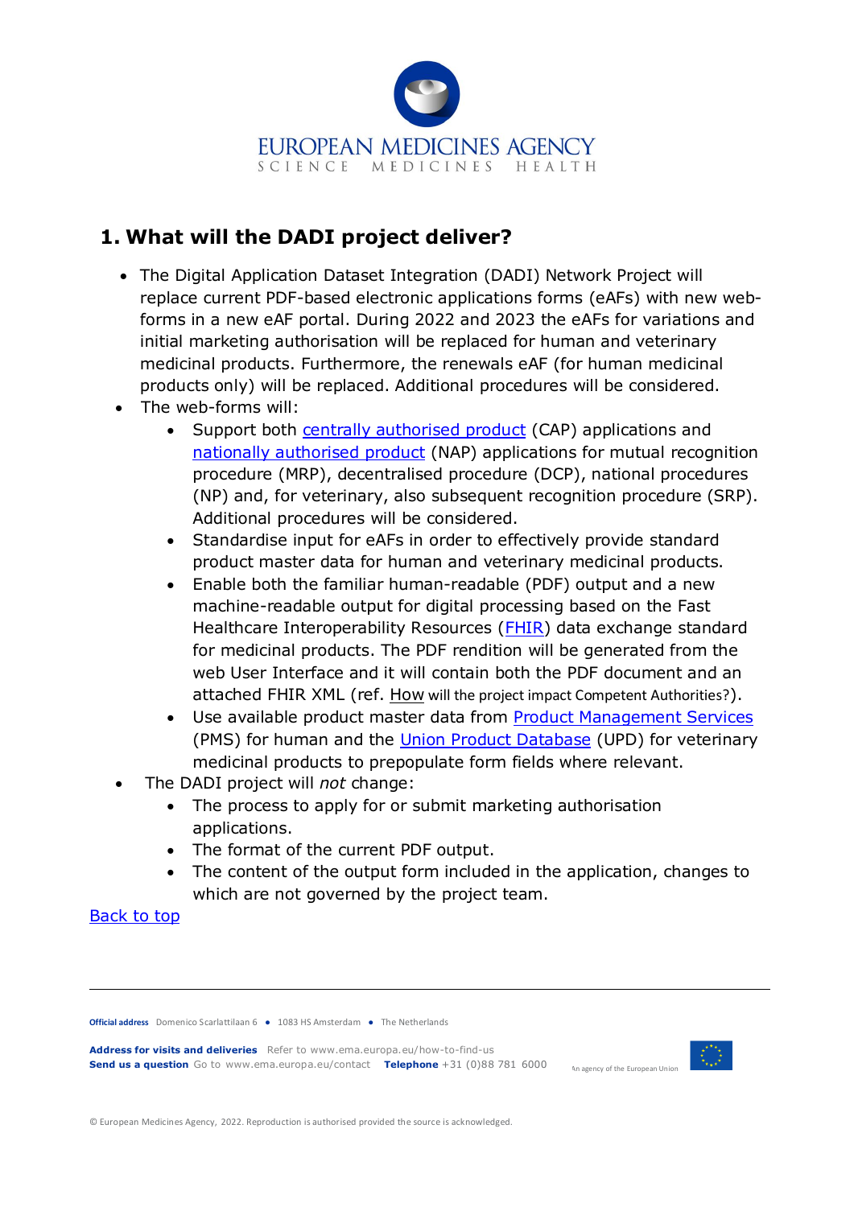## 1. What will the DADI project deliver?

- The Digital Application Dataset Integration (DADI) Network Project will replace current PDF-based electronic applications forms (eAFs) with new web-forms in a new eAF portal. During 2022 and 2023 the eAFs for variations and initial marketing authorisation will be replaced for human and veterinary medicinal products. Furthermore, the renewals eAF (for human medicinal products only) will be replaced. Additional procedures will be considered.
- The web-forms will:
    - Support both centrally authorised product (CAP) applications and nationally authorised product (NAP) applications for mutual recognition procedure (MRP), decentralised procedure (DCP), national procedures (NP) and, for veterinary, also subsequent recognition procedure (SRP). Additional procedures will be considered.
    - Standardise input for eAFs in order to effectively provide standard product master data for human and veterinary medicinal products.
    - Enable both the familiar human-readable (PDF) output and a new machine-readable output for digital processing based on the Fast Healthcare Interoperability Resources (FHIR) data exchange standard for medicinal products. The PDF rendition will be generated from the web User Interface and it will contain both the PDF document and an attached FHIR XML (ref. How will the project impact Competent Authorities?).
    - Use available product master data from Product Management Services (PMS) for human and the Union Product Database (UPD) for veterinary medicinal products to prepopulate form fields where relevant.
- The DADI project will *not* change:
    - The process to apply for or submit marketing authorisation applications.
    - The format of the current PDF output.
    - The content of the output form included in the application, changes to which are not governed by the project team.

Back to top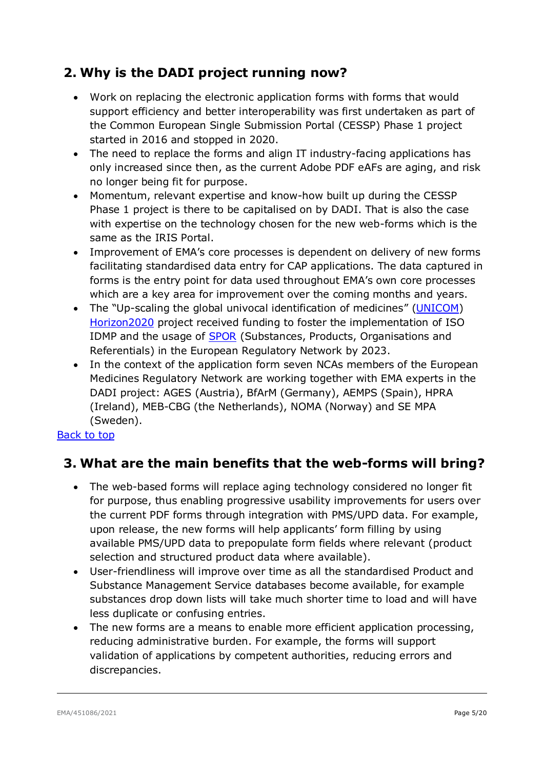## 2. Why is the DADI project running now?

- Work on replacing the electronic application forms with forms that would support efficiency and better interoperability was first undertaken as part of the Common European Single Submission Portal (CESSP) Phase 1 project started in 2016 and stopped in 2020.
- The need to replace the forms and align IT industry-facing applications has only increased since then, as the current Adobe PDF eAFs are aging, and risk no longer being fit for purpose.
- Momentum, relevant expertise and know-how built up during the CESSP Phase 1 project is there to be capitalised on by DADI. That is also the case with expertise on the technology chosen for the new web-forms which is the same as the IRIS Portal.
- Improvement of EMA's core processes is dependent on delivery of new forms facilitating standardised data entry for CAP applications. The data captured in forms is the entry point for data used throughout EMA's own core processes which are a key area for improvement over the coming months and years.
- The "Up-scaling the global univocal identification of medicines" (UNICOM) Horizon2020 project received funding to foster the implementation of ISO IDMP and the usage of SPOR (Substances, Products, Organisations and Referentials) in the European Regulatory Network by 2023.
- In the context of the application form seven NCAs members of the European Medicines Regulatory Network are working together with EMA experts in the DADI project: AGES (Austria), BfArM (Germany), AEMPS (Spain), HPRA (Ireland), MEB-CBG (the Netherlands), NOMA (Norway) and SE MPA (Sweden).

Back to top

## 3. What are the main benefits that the web-forms will bring?

- The web-based forms will replace aging technology considered no longer fit for purpose, thus enabling progressive usability improvements for users over the current PDF forms through integration with PMS/UPD data. For example, upon release, the new forms will help applicants' form filling by using available PMS/UPD data to prepopulate form fields where relevant (product selection and structured product data where available).
- User-friendliness will improve over time as all the standardised Product and Substance Management Service databases become available, for example substances drop down lists will take much shorter time to load and will have less duplicate or confusing entries.
- The new forms are a means to enable more efficient application processing, reducing administrative burden. For example, the forms will support validation of applications by competent authorities, reducing errors and discrepancies.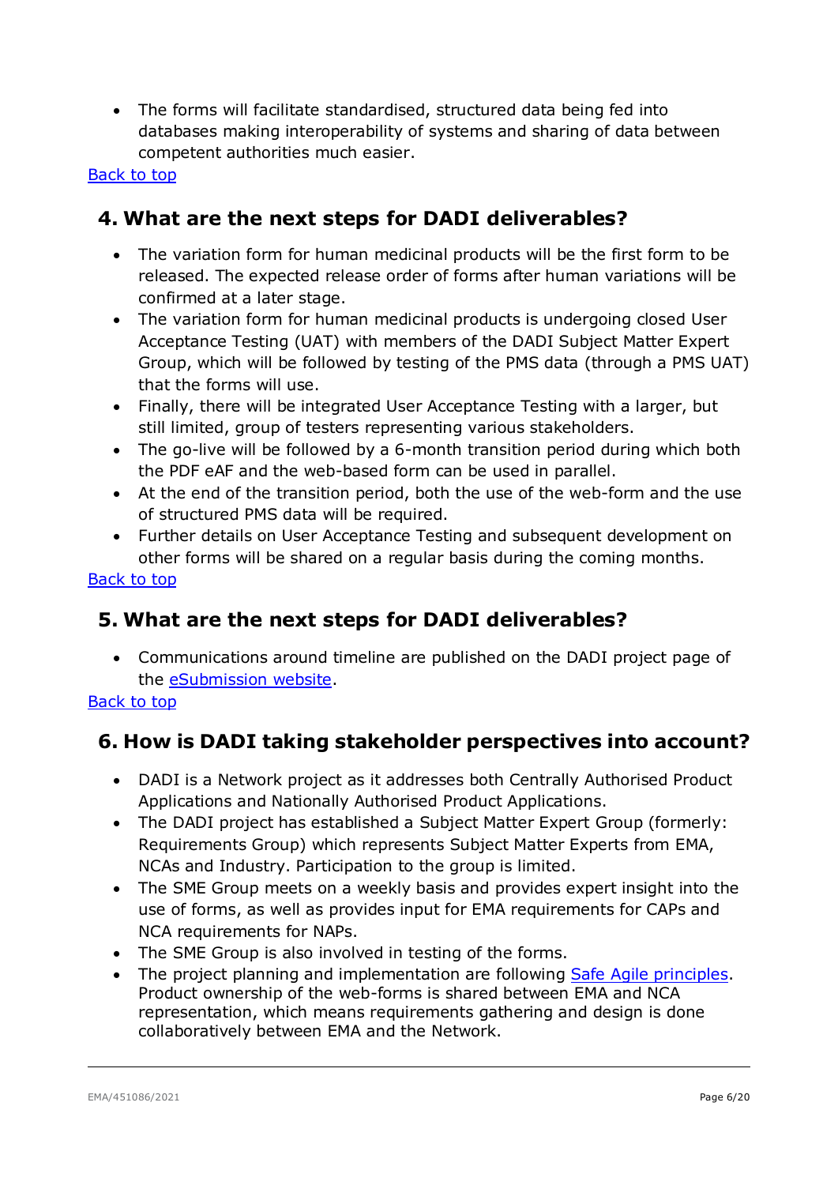- The forms will facilitate standardised, structured data being fed into databases making interoperability of systems and sharing of data between competent authorities much easier.

[Back to top]

## 4. What are the next steps for DADI deliverables?

- The variation form for human medicinal products will be the first form to be released. The expected release order of forms after human variations will be confirmed at a later stage.
- The variation form for human medicinal products is undergoing closed User Acceptance Testing (UAT) with members of the DADI Subject Matter Expert Group, which will be followed by testing of the PMS data (through a PMS UAT) that the forms will use.
- Finally, there will be integrated User Acceptance Testing with a larger, but still limited, group of testers representing various stakeholders.
- The go-live will be followed by a 6-month transition period during which both the PDF eAF and the web-based form can be used in parallel.
- At the end of the transition period, both the use of the web-form and the use of structured PMS data will be required.
- Further details on User Acceptance Testing and subsequent development on other forms will be shared on a regular basis during the coming months.

[Back to top]

## 5. What are the next steps for DADI deliverables?

- Communications around timeline are published on the DADI project page of the [eSubmission website].

[Back to top]

## 6. How is DADI taking stakeholder perspectives into account?

- DADI is a Network project as it addresses both Centrally Authorised Product Applications and Nationally Authorised Product Applications.
- The DADI project has established a Subject Matter Expert Group (formerly: Requirements Group) which represents Subject Matter Experts from EMA, NCAs and Industry. Participation to the group is limited.
- The SME Group meets on a weekly basis and provides expert insight into the use of forms, as well as provides input for EMA requirements for CAPs and NCA requirements for NAPs.
- The SME Group is also involved in testing of the forms.
- The project planning and implementation are following [Safe Agile principles]. Product ownership of the web-forms is shared between EMA and NCA representation, which means requirements gathering and design is done collaboratively between EMA and the Network.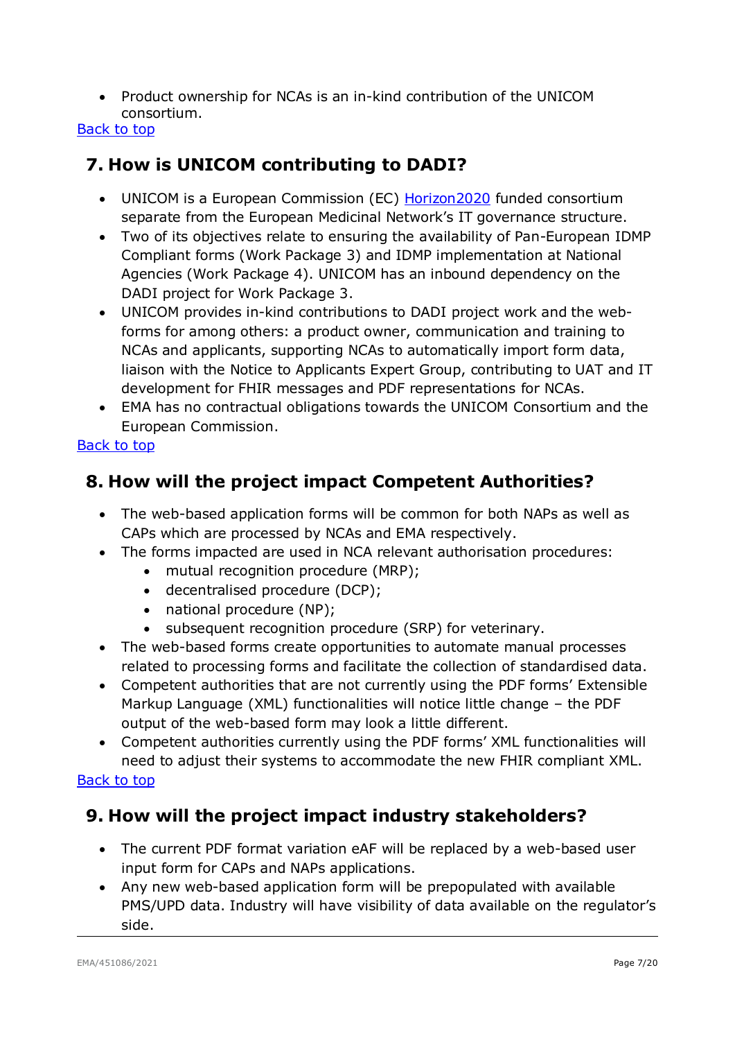- Product ownership for NCAs is an in-kind contribution of the UNICOM consortium.

[Back to top](#)

## 7. How is UNICOM contributing to DADI?

- UNICOM is a European Commission (EC) [Horizon2020](#) funded consortium separate from the European Medicinal Network's IT governance structure.
- Two of its objectives relate to ensuring the availability of Pan-European IDMP Compliant forms (Work Package 3) and IDMP implementation at National Agencies (Work Package 4). UNICOM has an inbound dependency on the DADI project for Work Package 3.
- UNICOM provides in-kind contributions to DADI project work and the web-forms for among others: a product owner, communication and training to NCAs and applicants, supporting NCAs to automatically import form data, liaison with the Notice to Applicants Expert Group, contributing to UAT and IT development for FHIR messages and PDF representations for NCAs.
- EMA has no contractual obligations towards the UNICOM Consortium and the European Commission.

[Back to top](#)

## 8. How will the project impact Competent Authorities?

- The web-based application forms will be common for both NAPs as well as CAPs which are processed by NCAs and EMA respectively.
- The forms impacted are used in NCA relevant authorisation procedures:
  - mutual recognition procedure (MRP);
  - decentralised procedure (DCP);
  - national procedure (NP);
  - subsequent recognition procedure (SRP) for veterinary.
- The web-based forms create opportunities to automate manual processes related to processing forms and facilitate the collection of standardised data.
- Competent authorities that are not currently using the PDF forms' Extensible Markup Language (XML) functionalities will notice little change – the PDF output of the web-based form may look a little different.
- Competent authorities currently using the PDF forms' XML functionalities will need to adjust their systems to accommodate the new FHIR compliant XML.

[Back to top](#)

## 9. How will the project impact industry stakeholders?

- The current PDF format variation eAF will be replaced by a web-based user input form for CAPs and NAPs applications.
- Any new web-based application form will be prepopulated with available PMS/UPD data. Industry will have visibility of data available on the regulator's side.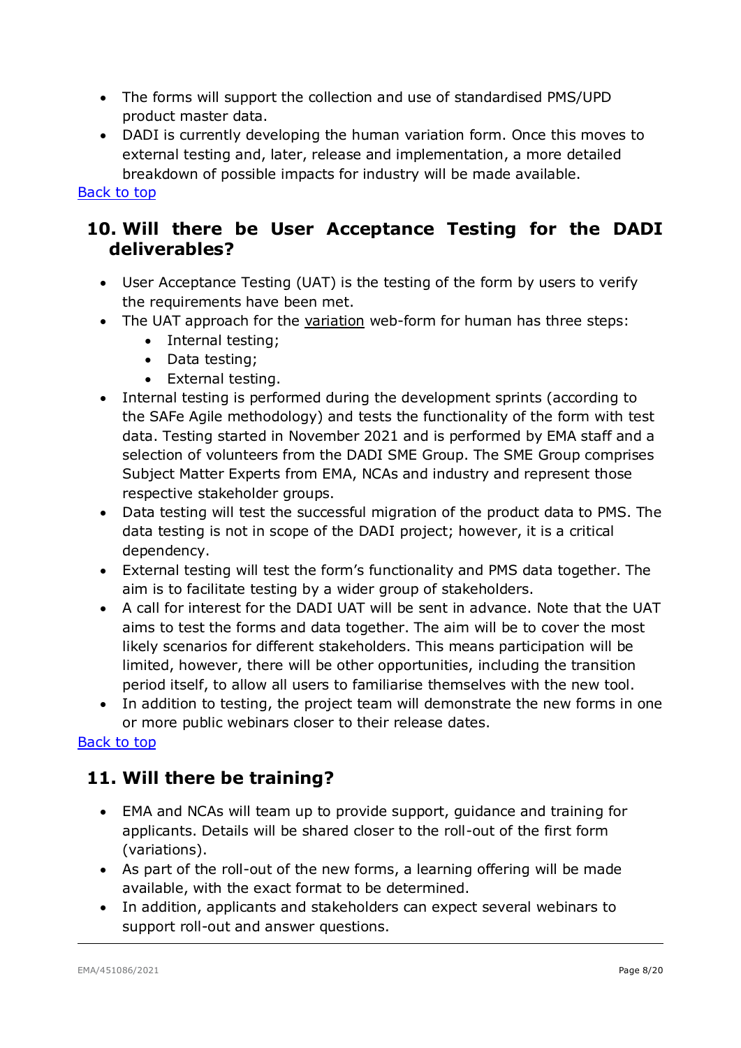- The forms will support the collection and use of standardised PMS/UPD product master data.
- DADI is currently developing the human variation form. Once this moves to external testing and, later, release and implementation, a more detailed breakdown of possible impacts for industry will be made available.

Back to top

## 10. Will there be User Acceptance Testing for the DADI deliverables?

- User Acceptance Testing (UAT) is the testing of the form by users to verify the requirements have been met.
- The UAT approach for the variation web-form for human has three steps:
  - Internal testing;
  - Data testing;
  - External testing.
- Internal testing is performed during the development sprints (according to the SAFe Agile methodology) and tests the functionality of the form with test data. Testing started in November 2021 and is performed by EMA staff and a selection of volunteers from the DADI SME Group. The SME Group comprises Subject Matter Experts from EMA, NCAs and industry and represent those respective stakeholder groups.
- Data testing will test the successful migration of the product data to PMS. The data testing is not in scope of the DADI project; however, it is a critical dependency.
- External testing will test the form's functionality and PMS data together. The aim is to facilitate testing by a wider group of stakeholders.
- A call for interest for the DADI UAT will be sent in advance. Note that the UAT aims to test the forms and data together. The aim will be to cover the most likely scenarios for different stakeholders. This means participation will be limited, however, there will be other opportunities, including the transition period itself, to allow all users to familiarise themselves with the new tool.
- In addition to testing, the project team will demonstrate the new forms in one or more public webinars closer to their release dates.

Back to top

## 11. Will there be training?

- EMA and NCAs will team up to provide support, guidance and training for applicants. Details will be shared closer to the roll-out of the first form (variations).
- As part of the roll-out of the new forms, a learning offering will be made available, with the exact format to be determined.
- In addition, applicants and stakeholders can expect several webinars to support roll-out and answer questions.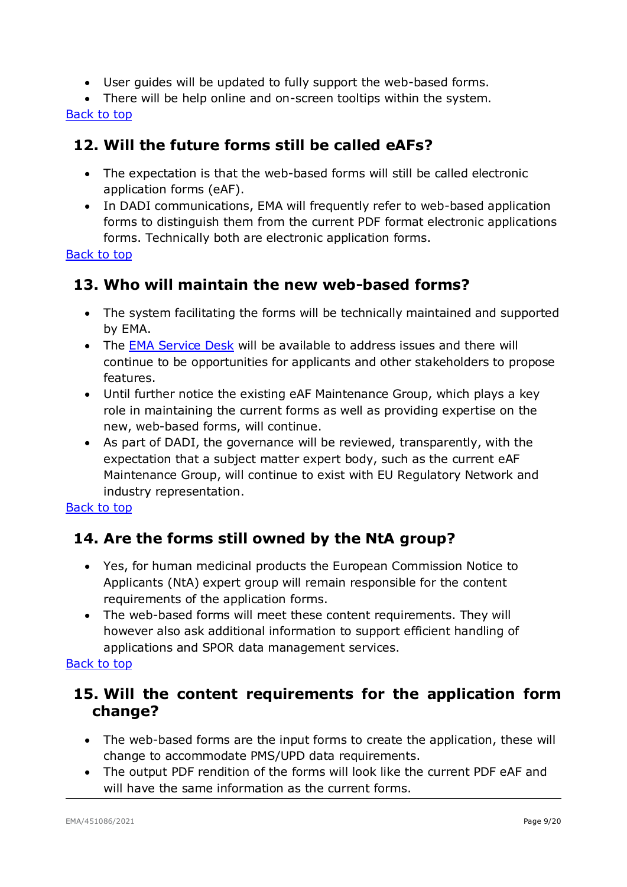- User guides will be updated to fully support the web-based forms.
- There will be help online and on-screen tooltips within the system.

[Back to top](#)

## 12. Will the future forms still be called eAFs?

- The expectation is that the web-based forms will still be called electronic application forms (eAF).
- In DADI communications, EMA will frequently refer to web-based application forms to distinguish them from the current PDF format electronic applications forms. Technically both are electronic application forms.

[Back to top](#)

## 13. Who will maintain the new web-based forms?

- The system facilitating the forms will be technically maintained and supported by EMA.
- The [EMA Service Desk](#) will be available to address issues and there will continue to be opportunities for applicants and other stakeholders to propose features.
- Until further notice the existing eAF Maintenance Group, which plays a key role in maintaining the current forms as well as providing expertise on the new, web-based forms, will continue.
- As part of DADI, the governance will be reviewed, transparently, with the expectation that a subject matter expert body, such as the current eAF Maintenance Group, will continue to exist with EU Regulatory Network and industry representation.

[Back to top](#)

## 14. Are the forms still owned by the NtA group?

- Yes, for human medicinal products the European Commission Notice to Applicants (NtA) expert group will remain responsible for the content requirements of the application forms.
- The web-based forms will meet these content requirements. They will however also ask additional information to support efficient handling of applications and SPOR data management services.

[Back to top](#)

## 15. Will the content requirements for the application form change?

- The web-based forms are the input forms to create the application, these will change to accommodate PMS/UPD data requirements.
- The output PDF rendition of the forms will look like the current PDF eAF and will have the same information as the current forms.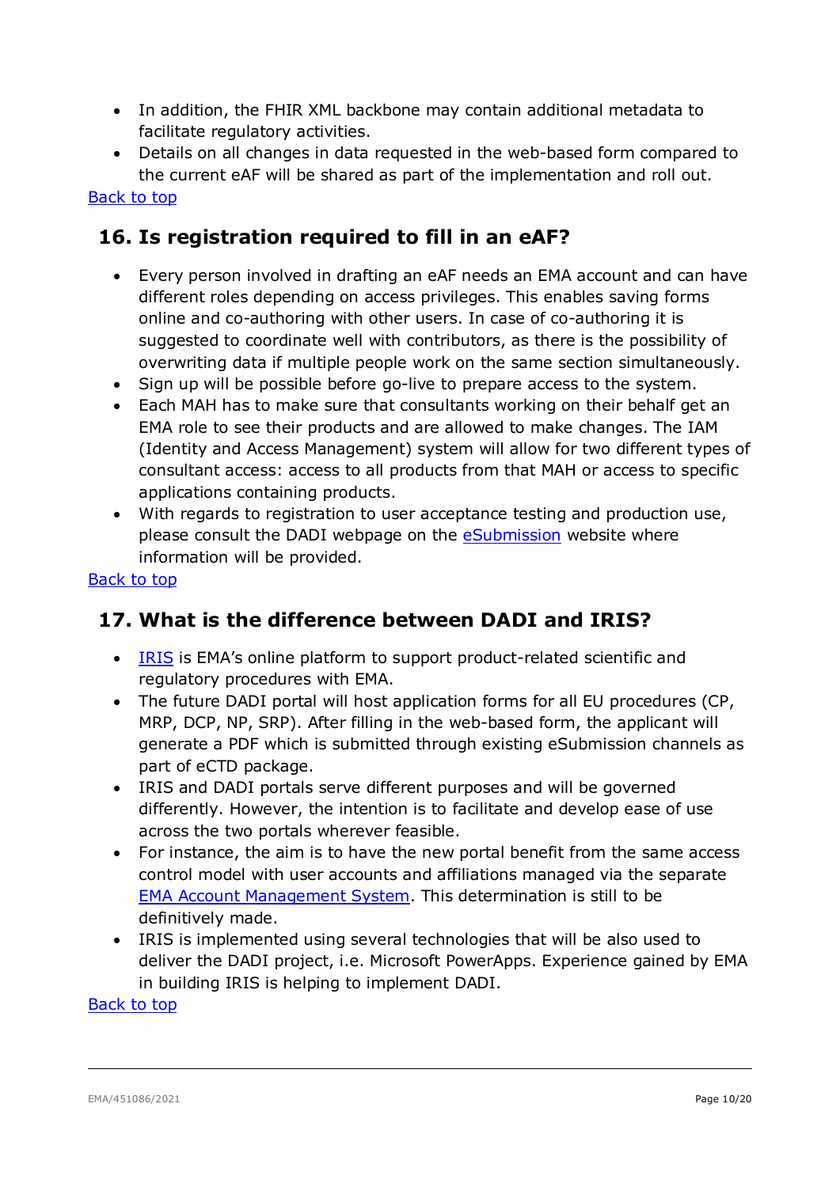- In addition, the FHIR XML backbone may contain additional metadata to facilitate regulatory activities.
- Details on all changes in data requested in the web-based form compared to the current eAF will be shared as part of the implementation and roll out.

[Back to top]

## 16. Is registration required to fill in an eAF?

- Every person involved in drafting an eAF needs an EMA account and can have different roles depending on access privileges. This enables saving forms online and co-authoring with other users. In case of co-authoring it is suggested to coordinate well with contributors, as there is the possibility of overwriting data if multiple people work on the same section simultaneously.
- Sign up will be possible before go-live to prepare access to the system.
- Each MAH has to make sure that consultants working on their behalf get an EMA role to see their products and are allowed to make changes. The IAM (Identity and Access Management) system will allow for two different types of consultant access: access to all products from that MAH or access to specific applications containing products.
- With regards to registration to user acceptance testing and production use, please consult the DADI webpage on the eSubmission website where information will be provided.

[Back to top]

## 17. What is the difference between DADI and IRIS?

- IRIS is EMA's online platform to support product-related scientific and regulatory procedures with EMA.
- The future DADI portal will host application forms for all EU procedures (CP, MRP, DCP, NP, SRP). After filling in the web-based form, the applicant will generate a PDF which is submitted through existing eSubmission channels as part of eCTD package.
- IRIS and DADI portals serve different purposes and will be governed differently. However, the intention is to facilitate and develop ease of use across the two portals wherever feasible.
- For instance, the aim is to have the new portal benefit from the same access control model with user accounts and affiliations managed via the separate EMA Account Management System. This determination is still to be definitively made.
- IRIS is implemented using several technologies that will be also used to deliver the DADI project, i.e. Microsoft PowerApps. Experience gained by EMA in building IRIS is helping to implement DADI.

[Back to top]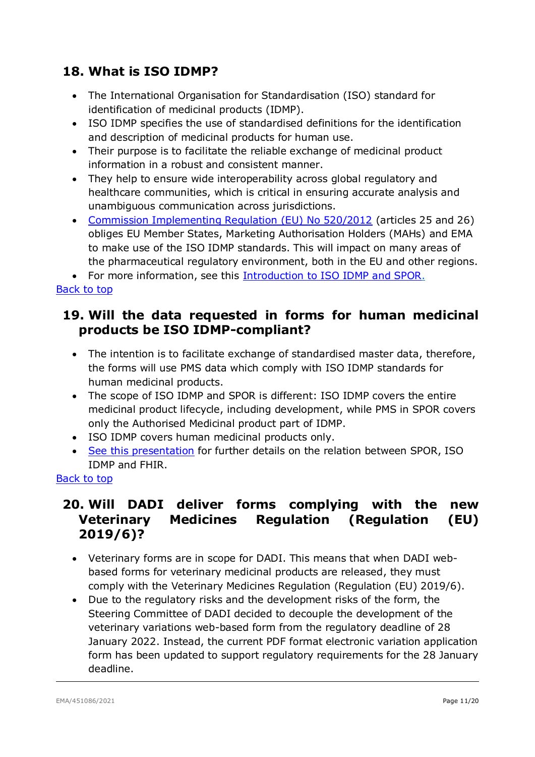## 18. What is ISO IDMP?

- The International Organisation for Standardisation (ISO) standard for identification of medicinal products (IDMP).
- ISO IDMP specifies the use of standardised definitions for the identification and description of medicinal products for human use.
- Their purpose is to facilitate the reliable exchange of medicinal product information in a robust and consistent manner.
- They help to ensure wide interoperability across global regulatory and healthcare communities, which is critical in ensuring accurate analysis and unambiguous communication across jurisdictions.
- Commission Implementing Regulation (EU) No 520/2012 (articles 25 and 26) obliges EU Member States, Marketing Authorisation Holders (MAHs) and EMA to make use of the ISO IDMP standards. This will impact on many areas of the pharmaceutical regulatory environment, both in the EU and other regions.
- For more information, see this Introduction to ISO IDMP and SPOR.

Back to top

## 19. Will the data requested in forms for human medicinal products be ISO IDMP-compliant?

- The intention is to facilitate exchange of standardised master data, therefore, the forms will use PMS data which comply with ISO IDMP standards for human medicinal products.
- The scope of ISO IDMP and SPOR is different: ISO IDMP covers the entire medicinal product lifecycle, including development, while PMS in SPOR covers only the Authorised Medicinal product part of IDMP.
- ISO IDMP covers human medicinal products only.
- See this presentation for further details on the relation between SPOR, ISO IDMP and FHIR.

Back to top

## 20. Will DADI deliver forms complying with the new Veterinary Medicines Regulation (Regulation (EU) 2019/6)?

- Veterinary forms are in scope for DADI. This means that when DADI web-based forms for veterinary medicinal products are released, they must comply with the Veterinary Medicines Regulation (Regulation (EU) 2019/6).
- Due to the regulatory risks and the development risks of the form, the Steering Committee of DADI decided to decouple the development of the veterinary variations web-based form from the regulatory deadline of 28 January 2022. Instead, the current PDF format electronic variation application form has been updated to support regulatory requirements for the 28 January deadline.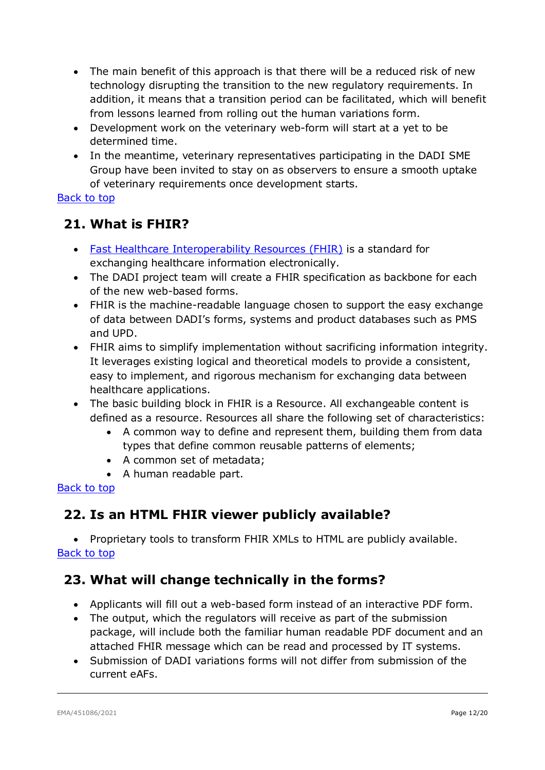- The main benefit of this approach is that there will be a reduced risk of new technology disrupting the transition to the new regulatory requirements. In addition, it means that a transition period can be facilitated, which will benefit from lessons learned from rolling out the human variations form.
- Development work on the veterinary web-form will start at a yet to be determined time.
- In the meantime, veterinary representatives participating in the DADI SME Group have been invited to stay on as observers to ensure a smooth uptake of veterinary requirements once development starts.

Back to top

## 21. What is FHIR?

- Fast Healthcare Interoperability Resources (FHIR) is a standard for exchanging healthcare information electronically.
- The DADI project team will create a FHIR specification as backbone for each of the new web-based forms.
- FHIR is the machine-readable language chosen to support the easy exchange of data between DADI's forms, systems and product databases such as PMS and UPD.
- FHIR aims to simplify implementation without sacrificing information integrity. It leverages existing logical and theoretical models to provide a consistent, easy to implement, and rigorous mechanism for exchanging data between healthcare applications.
- The basic building block in FHIR is a Resource. All exchangeable content is defined as a resource. Resources all share the following set of characteristics:
    - A common way to define and represent them, building them from data types that define common reusable patterns of elements;
    - A common set of metadata;
    - A human readable part.

Back to top

## 22. Is an HTML FHIR viewer publicly available?

- Proprietary tools to transform FHIR XMLs to HTML are publicly available.

Back to top

## 23. What will change technically in the forms?

- Applicants will fill out a web-based form instead of an interactive PDF form.
- The output, which the regulators will receive as part of the submission package, will include both the familiar human readable PDF document and an attached FHIR message which can be read and processed by IT systems.
- Submission of DADI variations forms will not differ from submission of the current eAFs.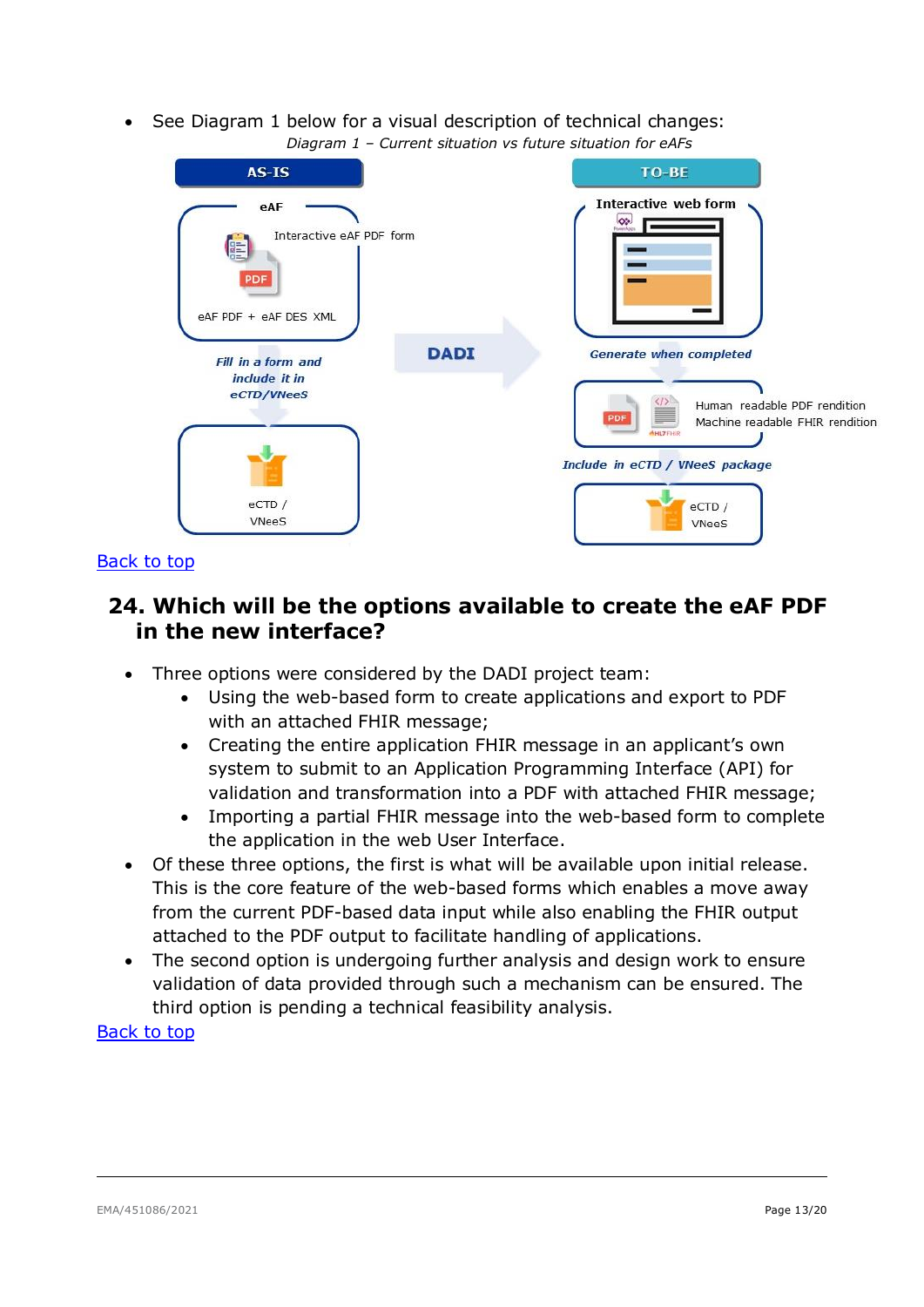- See Diagram 1 below for a visual description of technical changes:

*Diagram 1 – Current situation vs future situation for eAFs*

AS-IS

eAF

Interactive eAF PDF form

eAF PDF + eAF DES XML

*Fill in a form and include it in eCTD/VNeeS*

eCTD / VNeeS

DADI

TO-BE

Interactive web form

*Generate when completed*

Human readable PDF rendition
Machine readable FHIR rendition

*Include in eCTD / VNeeS package*

eCTD / VNeeS

[Back to top]

## 24. Which will be the options available to create the eAF PDF in the new interface?

- Three options were considered by the DADI project team:
  - Using the web-based form to create applications and export to PDF with an attached FHIR message;
  - Creating the entire application FHIR message in an applicant's own system to submit to an Application Programming Interface (API) for validation and transformation into a PDF with attached FHIR message;
  - Importing a partial FHIR message into the web-based form to complete the application in the web User Interface.
- Of these three options, the first is what will be available upon initial release. This is the core feature of the web-based forms which enables a move away from the current PDF-based data input while also enabling the FHIR output attached to the PDF output to facilitate handling of applications.
- The second option is undergoing further analysis and design work to ensure validation of data provided through such a mechanism can be ensured. The third option is pending a technical feasibility analysis.

[Back to top]

EMA/451086/2021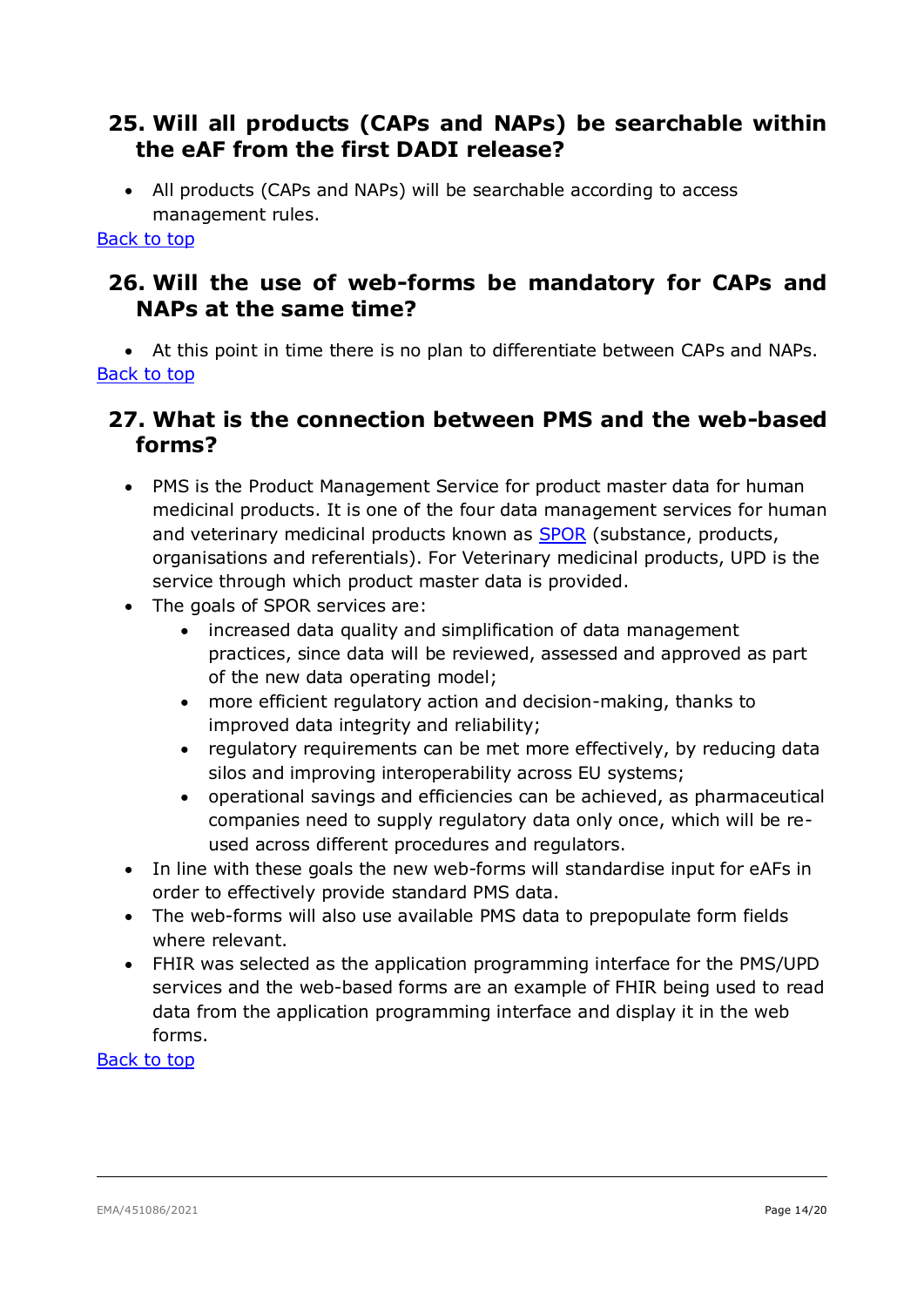## 25. Will all products (CAPs and NAPs) be searchable within the eAF from the first DADI release?

- All products (CAPs and NAPs) will be searchable according to access management rules.

Back to top

## 26. Will the use of web-forms be mandatory for CAPs and NAPs at the same time?

- At this point in time there is no plan to differentiate between CAPs and NAPs.

Back to top

## 27. What is the connection between PMS and the web-based forms?

- PMS is the Product Management Service for product master data for human medicinal products. It is one of the four data management services for human and veterinary medicinal products known as SPOR (substance, products, organisations and referentials). For Veterinary medicinal products, UPD is the service through which product master data is provided.
- The goals of SPOR services are:
  - increased data quality and simplification of data management practices, since data will be reviewed, assessed and approved as part of the new data operating model;
  - more efficient regulatory action and decision-making, thanks to improved data integrity and reliability;
  - regulatory requirements can be met more effectively, by reducing data silos and improving interoperability across EU systems;
  - operational savings and efficiencies can be achieved, as pharmaceutical companies need to supply regulatory data only once, which will be re-used across different procedures and regulators.
- In line with these goals the new web-forms will standardise input for eAFs in order to effectively provide standard PMS data.
- The web-forms will also use available PMS data to prepopulate form fields where relevant.
- FHIR was selected as the application programming interface for the PMS/UPD services and the web-based forms are an example of FHIR being used to read data from the application programming interface and display it in the web forms.

Back to top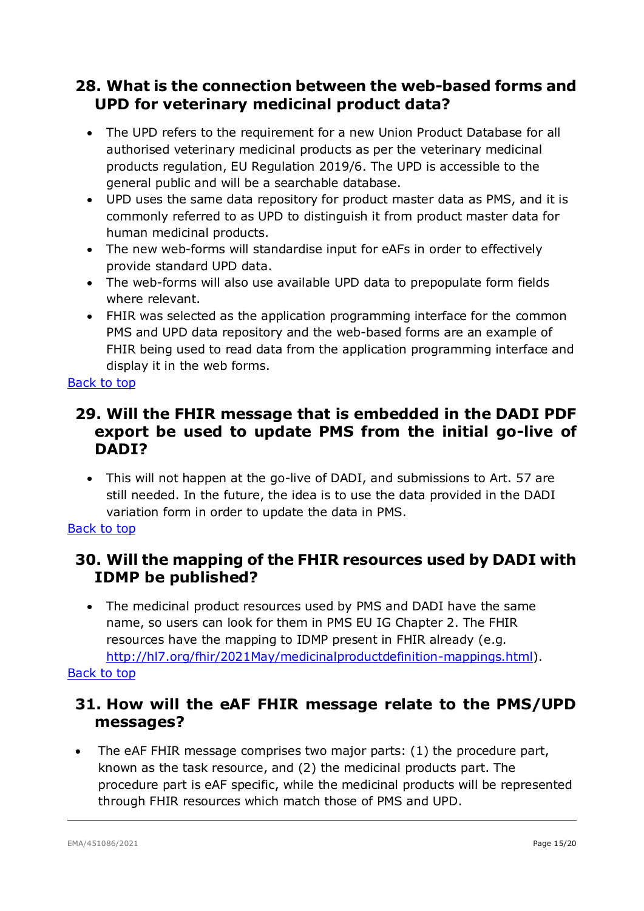## 28. What is the connection between the web-based forms and UPD for veterinary medicinal product data?

- The UPD refers to the requirement for a new Union Product Database for all authorised veterinary medicinal products as per the veterinary medicinal products regulation, EU Regulation 2019/6. The UPD is accessible to the general public and will be a searchable database.
- UPD uses the same data repository for product master data as PMS, and it is commonly referred to as UPD to distinguish it from product master data for human medicinal products.
- The new web-forms will standardise input for eAFs in order to effectively provide standard UPD data.
- The web-forms will also use available UPD data to prepopulate form fields where relevant.
- FHIR was selected as the application programming interface for the common PMS and UPD data repository and the web-based forms are an example of FHIR being used to read data from the application programming interface and display it in the web forms.

[Back to top]

## 29. Will the FHIR message that is embedded in the DADI PDF export be used to update PMS from the initial go-live of DADI?

- This will not happen at the go-live of DADI, and submissions to Art. 57 are still needed. In the future, the idea is to use the data provided in the DADI variation form in order to update the data in PMS.

[Back to top]

## 30. Will the mapping of the FHIR resources used by DADI with IDMP be published?

- The medicinal product resources used by PMS and DADI have the same name, so users can look for them in PMS EU IG Chapter 2. The FHIR resources have the mapping to IDMP present in FHIR already (e.g. http://hl7.org/fhir/2021May/medicinalproductdefinition-mappings.html).

[Back to top]

## 31. How will the eAF FHIR message relate to the PMS/UPD messages?

- The eAF FHIR message comprises two major parts: (1) the procedure part, known as the task resource, and (2) the medicinal products part. The procedure part is eAF specific, while the medicinal products will be represented through FHIR resources which match those of PMS and UPD.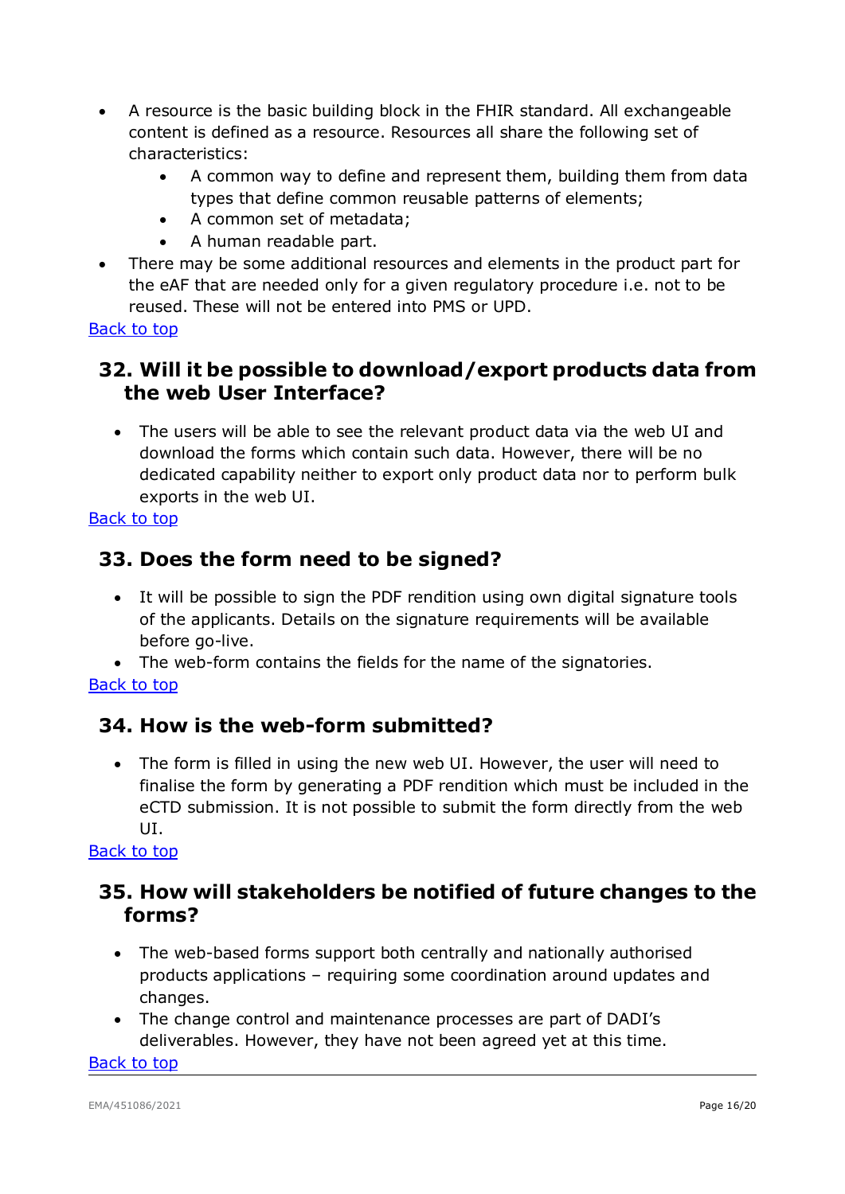- A resource is the basic building block in the FHIR standard. All exchangeable content is defined as a resource. Resources all share the following set of characteristics:
  - A common way to define and represent them, building them from data types that define common reusable patterns of elements;
  - A common set of metadata;
  - A human readable part.
- There may be some additional resources and elements in the product part for the eAF that are needed only for a given regulatory procedure i.e. not to be reused. These will not be entered into PMS or UPD.

Back to top

## 32. Will it be possible to download/export products data from the web User Interface?

- The users will be able to see the relevant product data via the web UI and download the forms which contain such data. However, there will be no dedicated capability neither to export only product data nor to perform bulk exports in the web UI.

Back to top

## 33. Does the form need to be signed?

- It will be possible to sign the PDF rendition using own digital signature tools of the applicants. Details on the signature requirements will be available before go-live.
- The web-form contains the fields for the name of the signatories.

Back to top

## 34. How is the web-form submitted?

- The form is filled in using the new web UI. However, the user will need to finalise the form by generating a PDF rendition which must be included in the eCTD submission. It is not possible to submit the form directly from the web UI.

Back to top

## 35. How will stakeholders be notified of future changes to the forms?

- The web-based forms support both centrally and nationally authorised products applications – requiring some coordination around updates and changes.
- The change control and maintenance processes are part of DADI's deliverables. However, they have not been agreed yet at this time.

Back to top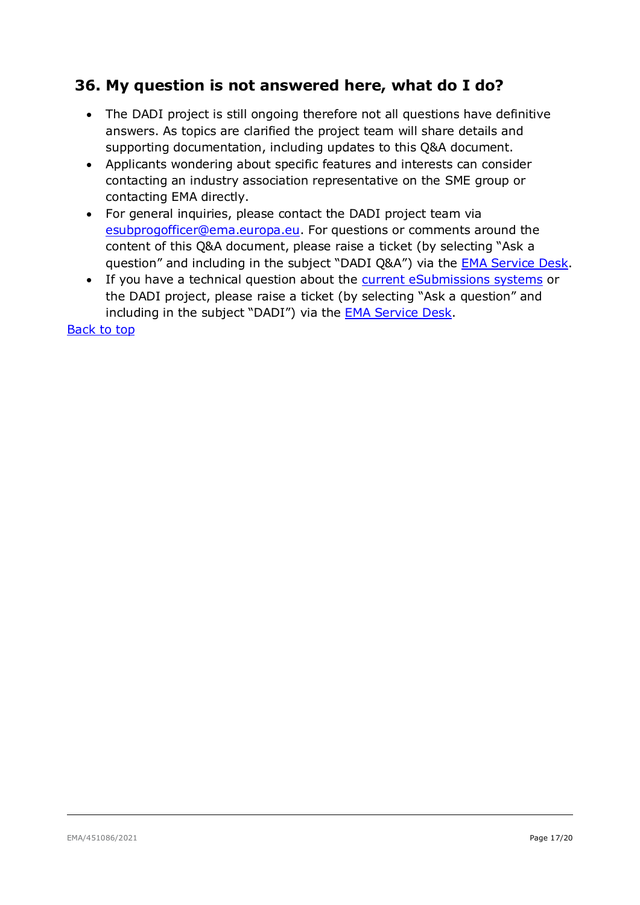## 36. My question is not answered here, what do I do?

- The DADI project is still ongoing therefore not all questions have definitive answers. As topics are clarified the project team will share details and supporting documentation, including updates to this Q&A document.
- Applicants wondering about specific features and interests can consider contacting an industry association representative on the SME group or contacting EMA directly.
- For general inquiries, please contact the DADI project team via esubprogofficer@ema.europa.eu. For questions or comments around the content of this Q&A document, please raise a ticket (by selecting "Ask a question" and including in the subject "DADI Q&A") via the EMA Service Desk.
- If you have a technical question about the current eSubmissions systems or the DADI project, please raise a ticket (by selecting "Ask a question" and including in the subject "DADI") via the EMA Service Desk.

Back to top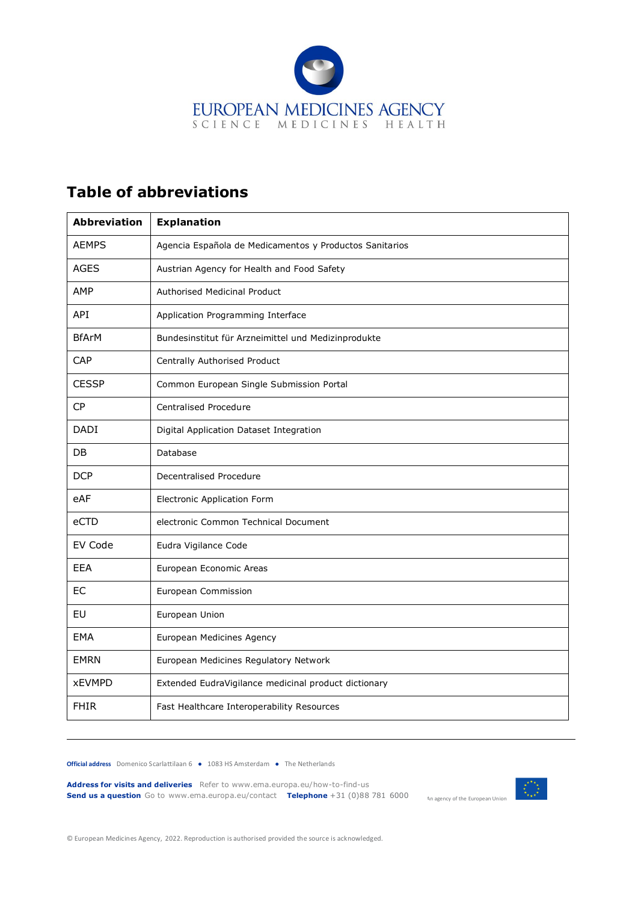# Table of abbreviations

| Abbreviation | Explanation |
|---|---|
| AEMPS | Agencia Española de Medicamentos y Productos Sanitarios |
| AGES | Austrian Agency for Health and Food Safety |
| AMP | Authorised Medicinal Product |
| API | Application Programming Interface |
| BfArM | Bundesinstitut für Arzneimittel und Medizinprodukte |
| CAP | Centrally Authorised Product |
| CESSP | Common European Single Submission Portal |
| CP | Centralised Procedure |
| DADI | Digital Application Dataset Integration |
| DB | Database |
| DCP | Decentralised Procedure |
| eAF | Electronic Application Form |
| eCTD | electronic Common Technical Document |
| EV Code | Eudra Vigilance Code |
| EEA | European Economic Areas |
| EC | European Commission |
| EU | European Union |
| EMA | European Medicines Agency |
| EMRN | European Medicines Regulatory Network |
| xEVMPD | Extended EudraVigilance medicinal product dictionary |
| FHIR | Fast Healthcare Interoperability Resources |

**Official address** Domenico Scarlattilaan 6 • 1083 HS Amsterdam • The Netherlands

**Address for visits and deliveries** Refer to www.ema.europa.eu/how-to-find-us
**Send us a question** Go to www.ema.europa.eu/contact **Telephone** +31 (0)88 781 6000

An agency of the European Union

© European Medicines Agency, 2022. Reproduction is authorised provided the source is acknowledged.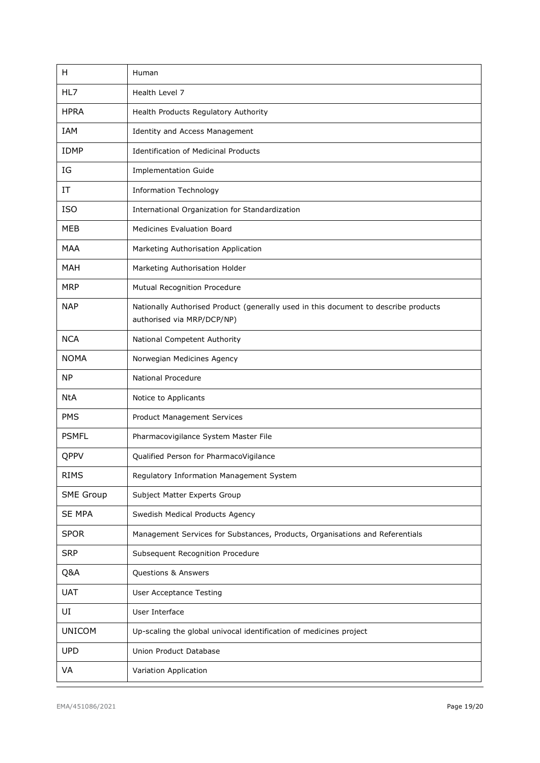| | |
|---|---|
| H | Human |
| HL7 | Health Level 7 |
| HPRA | Health Products Regulatory Authority |
| IAM | Identity and Access Management |
| IDMP | Identification of Medicinal Products |
| IG | Implementation Guide |
| IT | Information Technology |
| ISO | International Organization for Standardization |
| MEB | Medicines Evaluation Board |
| MAA | Marketing Authorisation Application |
| MAH | Marketing Authorisation Holder |
| MRP | Mutual Recognition Procedure |
| NAP | Nationally Authorised Product (generally used in this document to describe products authorised via MRP/DCP/NP) |
| NCA | National Competent Authority |
| NOMA | Norwegian Medicines Agency |
| NP | National Procedure |
| NtA | Notice to Applicants |
| PMS | Product Management Services |
| PSMFL | Pharmacovigilance System Master File |
| QPPV | Qualified Person for PharmacoVigilance |
| RIMS | Regulatory Information Management System |
| SME Group | Subject Matter Experts Group |
| SE MPA | Swedish Medical Products Agency |
| SPOR | Management Services for Substances, Products, Organisations and Referentials |
| SRP | Subsequent Recognition Procedure |
| Q&A | Questions & Answers |
| UAT | User Acceptance Testing |
| UI | User Interface |
| UNICOM | Up-scaling the global univocal identification of medicines project |
| UPD | Union Product Database |
| VA | Variation Application |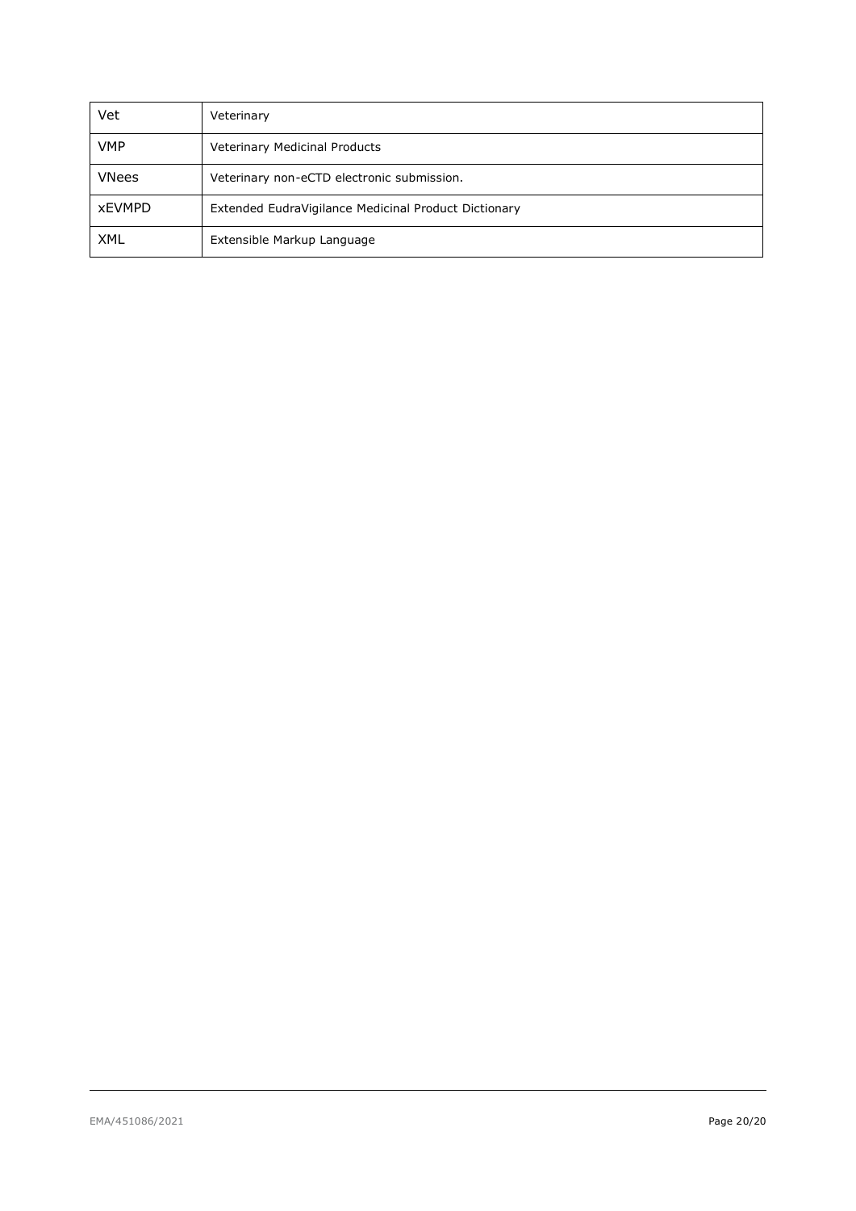| | |
|---|---|
| Vet | Veterinary |
| VMP | Veterinary Medicinal Products |
| VNees | Veterinary non-eCTD electronic submission. |
| xEVMPD | Extended EudraVigilance Medicinal Product Dictionary |
| XML | Extensible Markup Language |